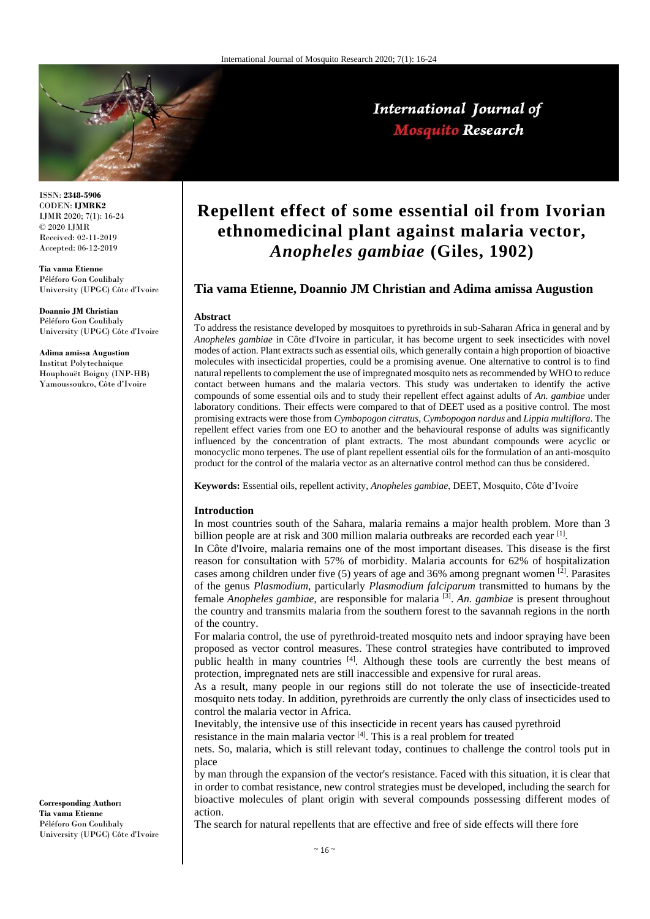ISSN: **2348-5906**
CODEN: **IJMRK2**
IJMR 2020; 7(1): 16-24
© 2020 IJMR
Received: 02-11-2019
Accepted: 06-12-2019

**Tia vama Etienne**
Péléforo Gon Coulibaly University (UPGC) Côte d'Ivoire

**Doannio JM Christian**
Péléforo Gon Coulibaly University (UPGC) Côte d'Ivoire

**Adima amissa Augustion**
Institut Polytechnique Houphouët Boigny (INP-HB) Yamoussoukro, Côte d'Ivoire

**Corresponding Author:**
**Tia vama Etienne**
Péléforo Gon Coulibaly University (UPGC) Côte d'Ivoire

# Repellent effect of some essential oil from Ivorian ethnomedicinal plant against malaria vector, *Anopheles gambiae* (Giles, 1902)

## Tia vama Etienne, Doannio JM Christian and Adima amissa Augustion

### Abstract

To address the resistance developed by mosquitoes to pyrethroids in sub-Saharan Africa in general and by *Anopheles gambiae* in Côte d'Ivoire in particular, it has become urgent to seek insecticides with novel modes of action. Plant extracts such as essential oils, which generally contain a high proportion of bioactive molecules with insecticidal properties, could be a promising avenue. One alternative to control is to find natural repellents to complement the use of impregnated mosquito nets as recommended by WHO to reduce contact between humans and the malaria vectors. This study was undertaken to identify the active compounds of some essential oils and to study their repellent effect against adults of *An. gambiae* under laboratory conditions. Their effects were compared to that of DEET used as a positive control. The most promising extracts were those from *Cymbopogon citratus*, *Cymbopogon nardus* and *Lippia multiflora*. The repellent effect varies from one EO to another and the behavioural response of adults was significantly influenced by the concentration of plant extracts. The most abundant compounds were acyclic or monocyclic mono terpenes. The use of plant repellent essential oils for the formulation of an anti-mosquito product for the control of the malaria vector as an alternative control method can thus be considered.

**Keywords:** Essential oils, repellent activity, *Anopheles gambiae*, DEET, Mosquito, Côte d'Ivoire

### Introduction

In most countries south of the Sahara, malaria remains a major health problem. More than 3 billion people are at risk and 300 million malaria outbreaks are recorded each year [1].

In Côte d'Ivoire, malaria remains one of the most important diseases. This disease is the first reason for consultation with 57% of morbidity. Malaria accounts for 62% of hospitalization cases among children under five (5) years of age and 36% among pregnant women [2]. Parasites of the genus *Plasmodium*, particularly *Plasmodium falciparum* transmitted to humans by the female *Anopheles gambiae*, are responsible for malaria [3]. *An. gambiae* is present throughout the country and transmits malaria from the southern forest to the savannah regions in the north of the country.

For malaria control, the use of pyrethroid-treated mosquito nets and indoor spraying have been proposed as vector control measures. These control strategies have contributed to improved public health in many countries [4]. Although these tools are currently the best means of protection, impregnated nets are still inaccessible and expensive for rural areas.

As a result, many people in our regions still do not tolerate the use of insecticide-treated mosquito nets today. In addition, pyrethroids are currently the only class of insecticides used to control the malaria vector in Africa.

Inevitably, the intensive use of this insecticide in recent years has caused pyrethroid resistance in the main malaria vector [4]. This is a real problem for treated nets. So, malaria, which is still relevant today, continues to challenge the control tools put in place by man through the expansion of the vector's resistance. Faced with this situation, it is clear that in order to combat resistance, new control strategies must be developed, including the search for bioactive molecules of plant origin with several compounds possessing different modes of action.

The search for natural repellents that are effective and free of side effects will there fore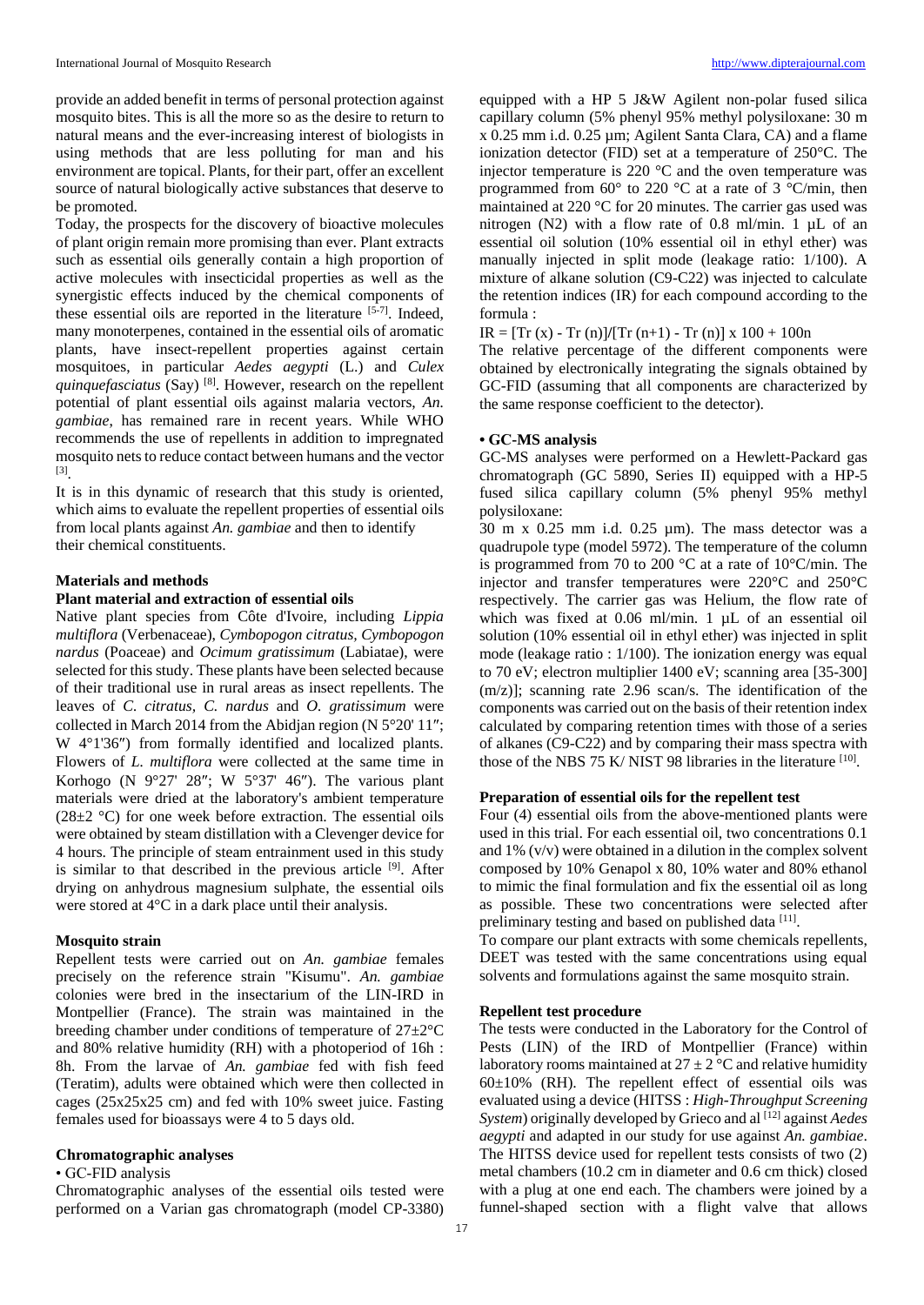provide an added benefit in terms of personal protection against mosquito bites. This is all the more so as the desire to return to natural means and the ever-increasing interest of biologists in using methods that are less polluting for man and his environment are topical. Plants, for their part, offer an excellent source of natural biologically active substances that deserve to be promoted.

Today, the prospects for the discovery of bioactive molecules of plant origin remain more promising than ever. Plant extracts such as essential oils generally contain a high proportion of active molecules with insecticidal properties as well as the synergistic effects induced by the chemical components of these essential oils are reported in the literature [5-7]. Indeed, many monoterpenes, contained in the essential oils of aromatic plants, have insect-repellent properties against certain mosquitoes, in particular *Aedes aegypti* (L.) and *Culex quinquefasciatus* (Say) [8]. However, research on the repellent potential of plant essential oils against malaria vectors, *An. gambiae*, has remained rare in recent years. While WHO recommends the use of repellents in addition to impregnated mosquito nets to reduce contact between humans and the vector [3].

It is in this dynamic of research that this study is oriented, which aims to evaluate the repellent properties of essential oils from local plants against *An. gambiae* and then to identify their chemical constituents.

## Materials and methods

### Plant material and extraction of essential oils

Native plant species from Côte d'Ivoire, including *Lippia multiflora* (Verbenaceae), *Cymbopogon citratus, Cymbopogon nardus* (Poaceae) and *Ocimum gratissimum* (Labiatae), were selected for this study. These plants have been selected because of their traditional use in rural areas as insect repellents. The leaves of *C. citratus, C. nardus* and *O. gratissimum* were collected in March 2014 from the Abidjan region (N 5°20' 11″; W 4°1'36″) from formally identified and localized plants. Flowers of *L. multiflora* were collected at the same time in Korhogo (N 9°27' 28″; W 5°37' 46″). The various plant materials were dried at the laboratory's ambient temperature (28±2 °C) for one week before extraction. The essential oils were obtained by steam distillation with a Clevenger device for 4 hours. The principle of steam entrainment used in this study is similar to that described in the previous article [9]. After drying on anhydrous magnesium sulphate, the essential oils were stored at 4°C in a dark place until their analysis.

### Mosquito strain

Repellent tests were carried out on *An. gambiae* females precisely on the reference strain "Kisumu". *An. gambiae* colonies were bred in the insectarium of the LIN-IRD in Montpellier (France). The strain was maintained in the breeding chamber under conditions of temperature of 27±2°C and 80% relative humidity (RH) with a photoperiod of 16h : 8h. From the larvae of *An. gambiae* fed with fish feed (Teratim), adults were obtained which were then collected in cages (25x25x25 cm) and fed with 10% sweet juice. Fasting females used for bioassays were 4 to 5 days old.

### Chromatographic analyses

• GC-FID analysis

Chromatographic analyses of the essential oils tested were performed on a Varian gas chromatograph (model CP-3380) equipped with a HP 5 J&W Agilent non-polar fused silica capillary column (5% phenyl 95% methyl polysiloxane: 30 m x 0.25 mm i.d. 0.25 µm; Agilent Santa Clara, CA) and a flame ionization detector (FID) set at a temperature of 250°C. The injector temperature is 220 °C and the oven temperature was programmed from 60° to 220 °C at a rate of 3 °C/min, then maintained at 220 °C for 20 minutes. The carrier gas used was nitrogen ($N_2$) with a flow rate of 0.8 ml/min. 1 µL of an essential oil solution (10% essential oil in ethyl ether) was manually injected in split mode (leakage ratio: 1/100). A mixture of alkane solution (C9-C22) was injected to calculate the retention indices (IR) for each compound according to the formula :

$$IR = [Tr(x) - Tr(n)]/[Tr(n+1) - Tr(n)] \times 100 + 100n$$

The relative percentage of the different components were obtained by electronically integrating the signals obtained by GC-FID (assuming that all components are characterized by the same response coefficient to the detector).

**• GC-MS analysis**

GC-MS analyses were performed on a Hewlett-Packard gas chromatograph (GC 5890, Series II) equipped with a HP-5 fused silica capillary column (5% phenyl 95% methyl polysiloxane:
30 m x 0.25 mm i.d. 0.25 µm). The mass detector was a quadrupole type (model 5972). The temperature of the column is programmed from 70 to 200 °C at a rate of 10°C/min. The injector and transfer temperatures were 220°C and 250°C respectively. The carrier gas was Helium, the flow rate of which was fixed at 0.06 ml/min. 1 µL of an essential oil solution (10% essential oil in ethyl ether) was injected in split mode (leakage ratio : 1/100). The ionization energy was equal to 70 eV; electron multiplier 1400 eV; scanning area [35-300] (m/z)]; scanning rate 2.96 scan/s. The identification of the components was carried out on the basis of their retention index calculated by comparing retention times with those of a series of alkanes (C9-C22) and by comparing their mass spectra with those of the NBS 75 K/ NIST 98 libraries in the literature [10].

### Preparation of essential oils for the repellent test

Four (4) essential oils from the above-mentioned plants were used in this trial. For each essential oil, two concentrations 0.1 and 1% (v/v) were obtained in a dilution in the complex solvent composed by 10% Genapol x 80, 10% water and 80% ethanol to mimic the final formulation and fix the essential oil as long as possible. These two concentrations were selected after preliminary testing and based on published data [11].

To compare our plant extracts with some chemicals repellents, DEET was tested with the same concentrations using equal solvents and formulations against the same mosquito strain.

### Repellent test procedure

The tests were conducted in the Laboratory for the Control of Pests (LIN) of the IRD of Montpellier (France) within laboratory rooms maintained at 27 ± 2 °C and relative humidity 60±10% (RH). The repellent effect of essential oils was evaluated using a device (HITSS : *High-Throughput Screening System*) originally developed by Grieco and al [12] against *Aedes aegypti* and adapted in our study for use against *An. gambiae*. The HITSS device used for repellent tests consists of two (2) metal chambers (10.2 cm in diameter and 0.6 cm thick) closed with a plug at one end each. The chambers were joined by a funnel-shaped section with a flight valve that allows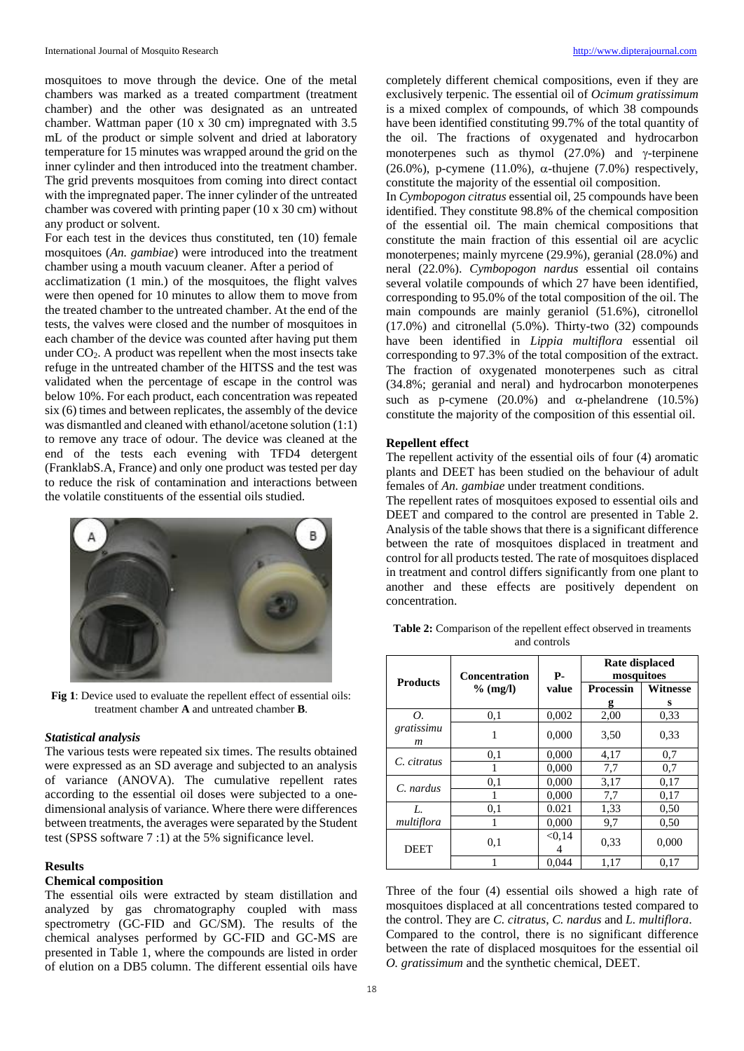mosquitoes to move through the device. One of the metal chambers was marked as a treated compartment (treatment chamber) and the other was designated as an untreated chamber. Wattman paper (10 x 30 cm) impregnated with 3.5 mL of the product or simple solvent and dried at laboratory temperature for 15 minutes was wrapped around the grid on the inner cylinder and then introduced into the treatment chamber. The grid prevents mosquitoes from coming into direct contact with the impregnated paper. The inner cylinder of the untreated chamber was covered with printing paper (10 x 30 cm) without any product or solvent.

For each test in the devices thus constituted, ten (10) female mosquitoes (*An. gambiae*) were introduced into the treatment chamber using a mouth vacuum cleaner. After a period of acclimatization (1 min.) of the mosquitoes, the flight valves were then opened for 10 minutes to allow them to move from the treated chamber to the untreated chamber. At the end of the tests, the valves were closed and the number of mosquitoes in each chamber of the device was counted after having put them under $CO_2$. A product was repellent when the most insects take refuge in the untreated chamber of the HITSS and the test was validated when the percentage of escape in the control was below 10%. For each product, each concentration was repeated six (6) times and between replicates, the assembly of the device was dismantled and cleaned with ethanol/acetone solution (1:1) to remove any trace of odour. The device was cleaned at the end of the tests each evening with TFD4 detergent (FranklabS.A, France) and only one product was tested per day to reduce the risk of contamination and interactions between the volatile constituents of the essential oils studied.

**Fig 1**: Device used to evaluate the repellent effect of essential oils: treatment chamber **A** and untreated chamber **B**.

### *Statistical analysis*

The various tests were repeated six times. The results obtained were expressed as an SD average and subjected to an analysis of variance (ANOVA). The cumulative repellent rates according to the essential oil doses were subjected to a one-dimensional analysis of variance. Where there were differences between treatments, the averages were separated by the Student test (SPSS software 7 :1) at the 5% significance level.

## Results

### Chemical composition

The essential oils were extracted by steam distillation and analyzed by gas chromatography coupled with mass spectrometry (GC-FID and GC/SM). The results of the chemical analyses performed by GC-FID and GC-MS are presented in Table 1, where the compounds are listed in order of elution on a DB5 column. The different essential oils have completely different chemical compositions, even if they are exclusively terpenic. The essential oil of *Ocimum gratissimum* is a mixed complex of compounds, of which 38 compounds have been identified constituting 99.7% of the total quantity of the oil. The fractions of oxygenated and hydrocarbon monoterpenes such as thymol (27.0%) and γ-terpinene (26.0%), p-cymene (11.0%), α-thujene (7.0%) respectively, constitute the majority of the essential oil composition.

In *Cymbopogon citratus* essential oil, 25 compounds have been identified. They constitute 98.8% of the chemical composition of the essential oil. The main chemical compositions that constitute the main fraction of this essential oil are acyclic monoterpenes; mainly myrcene (29.9%), geranial (28.0%) and neral (22.0%). *Cymbopogon nardus* essential oil contains several volatile compounds of which 27 have been identified, corresponding to 95.0% of the total composition of the oil. The main compounds are mainly geraniol (51.6%), citronellol (17.0%) and citronellal (5.0%). Thirty-two (32) compounds have been identified in *Lippia multiflora* essential oil corresponding to 97.3% of the total composition of the extract. The fraction of oxygenated monoterpenes such as citral (34.8%; geranial and neral) and hydrocarbon monoterpenes such as p-cymene (20.0%) and α-phelandrene (10.5%) constitute the majority of the composition of this essential oil.

### Repellent effect

The repellent activity of the essential oils of four (4) aromatic plants and DEET has been studied on the behaviour of adult females of *An. gambiae* under treatment conditions.

The repellent rates of mosquitoes exposed to essential oils and DEET and compared to the control are presented in Table 2. Analysis of the table shows that there is a significant difference between the rate of mosquitoes displaced in treatment and control for all products tested. The rate of mosquitoes displaced in treatment and control differs significantly from one plant to another and these effects are positively dependent on concentration.

**Table 2:** Comparison of the repellent effect observed in treaments and controls

| Products | Concentration % (mg/l) | P-value | Rate displaced mosquitoes | |
|---|---|---|---|---|
| | | | Processing | Witnesses |
| *O. gratissimum* | 0,1 | 0,002 | 2,00 | 0,33 |
| | 1 | 0,000 | 3,50 | 0,33 |
| *C. citratus* | 0,1 | 0,000 | 4,17 | 0,7 |
| | 1 | 0,000 | 7,7 | 0,7 |
| *C. nardus* | 0,1 | 0,000 | 3,17 | 0,17 |
| | 1 | 0,000 | 7,7 | 0,17 |
| *L. multiflora* | 0,1 | 0.021 | 1,33 | 0,50 |
| | 1 | 0,000 | 9,7 | 0,50 |
| DEET | 0,1 | <0,144 | 0,33 | 0,000 |
| | 1 | 0,044 | 1,17 | 0,17 |

Three of the four (4) essential oils showed a high rate of mosquitoes displaced at all concentrations tested compared to the control. They are *C. citratus*, *C. nardus* and *L. multiflora*. Compared to the control, there is no significant difference between the rate of displaced mosquitoes for the essential oil *O. gratissimum* and the synthetic chemical, DEET.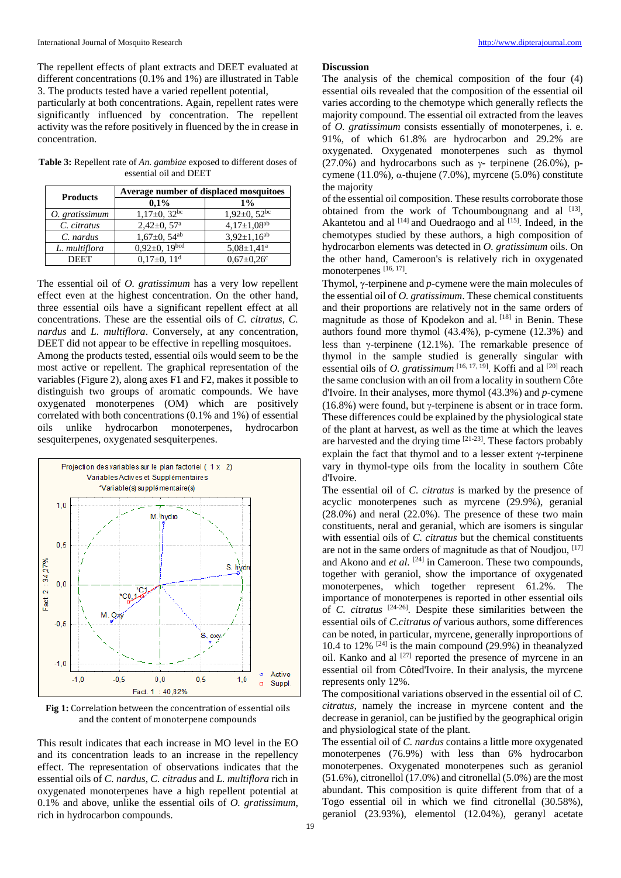The repellent effects of plant extracts and DEET evaluated at different concentrations (0.1% and 1%) are illustrated in Table 3. The products tested have a varied repellent potential, particularly at both concentrations. Again, repellent rates were significantly influenced by concentration. The repellent activity was the refore positively in fluenced by the in crease in concentration.

**Table 3:** Repellent rate of *An. gambiae* exposed to different doses of essential oil and DEET

| Products | Average number of displaced mosquitoes | |
|---|---|---|
| | 0,1% | 1% |
| *O. gratissimum* | 1,17±0, 32[bc] | 1,92±0, 52[bc] |
| *C. citratus* | 2,42±0, 57[a] | 4,17±1,08[ab] |
| *C. nardus* | 1,67±0, 54[ab] | 3,92±1,16[ab] |
| *L. multiflora* | 0,92±0, 19[bcd] | 5,08±1,41[a] |
| DEET | 0,17±0, 11[d] | 0,67±0,26[c] |

The essential oil of *O. gratissimum* has a very low repellent effect even at the highest concentration. On the other hand, three essential oils have a significant repellent effect at all concentrations. These are the essential oils of *C. citratus*, *C. nardus* and *L. multiflora*. Conversely, at any concentration, DEET did not appear to be effective in repelling mosquitoes.

Among the products tested, essential oils would seem to be the most active or repellent. The graphical representation of the variables (Figure 2), along axes F1 and F2, makes it possible to distinguish two groups of aromatic compounds. We have oxygenated monoterpenes (OM) which are positively correlated with both concentrations (0.1% and 1%) of essential oils unlike hydrocarbon monoterpenes, hydrocarbon sesquiterpenes, oxygenated sesquiterpenes.

**Fig 1:** Correlation between the concentration of essential oils and the content of monoterpene compounds

This result indicates that each increase in MO level in the EO and its concentration leads to an increase in the repellency effect. The representation of observations indicates that the essential oils of *C. nardus*, *C. citradus* and *L. multiflora* rich in oxygenated monoterpenes have a high repellent potential at 0.1% and above, unlike the essential oils of *O. gratissimum*, rich in hydrocarbon compounds.

## Discussion

The analysis of the chemical composition of the four (4) essential oils revealed that the composition of the essential oil varies according to the chemotype which generally reflects the majority compound. The essential oil extracted from the leaves of *O. gratissimum* consists essentially of monoterpenes, i. e. 91%, of which 61.8% are hydrocarbon and 29.2% are oxygenated. Oxygenated monoterpenes such as thymol (27.0%) and hydrocarbons such as γ- terpinene (26.0%), p-cymene (11.0%), α-thujene (7.0%), myrcene (5.0%) constitute the majority

of the essential oil composition. These results corroborate those obtained from the work of Tchoumbougnang and al [13], Akantetou and al [14] and Ouedraogo and al [15]. Indeed, in the chemotypes studied by these authors, a high composition of hydrocarbon elements was detected in *O. gratissimum* oils. On the other hand, Cameroon's is relatively rich in oxygenated monoterpenes [16, 17].

Thymol, γ-terpinene and *p*-cymene were the main molecules of the essential oil of *O. gratissimum*. These chemical constituents and their proportions are relatively not in the same orders of magnitude as those of Kpodekon and al. [18] in Benin. These authors found more thymol (43.4%), p-cymene (12.3%) and less than γ-terpinene (12.1%). The remarkable presence of thymol in the sample studied is generally singular with essential oils of *O. gratissimum* [16, 17, 19]. Koffi and al [20] reach the same conclusion with an oil from a locality in southern Côte d'Ivoire. In their analyses, more thymol (43.3%) and *p*-cymene (16.8%) were found, but γ-terpinene is absent or in trace form. These differences could be explained by the physiological state of the plant at harvest, as well as the time at which the leaves are harvested and the drying time [21-23]. These factors probably explain the fact that thymol and to a lesser extent γ-terpinene vary in thymol-type oils from the locality in southern Côte d'Ivoire.

The essential oil of *C. citratus* is marked by the presence of acyclic monoterpenes such as myrcene (29.9%), geranial (28.0%) and neral (22.0%). The presence of these two main constituents, neral and geranial, which are isomers is singular with essential oils of *C. citratus* but the chemical constituents are not in the same orders of magnitude as that of Noudjou, [17] and Akono and *et al.* [24] in Cameroon. These two compounds, together with geraniol, show the importance of oxygenated monoterpenes, which together represent 61.2%. The importance of monoterpenes is reported in other essential oils of *C. citratus* [24-26]. Despite these similarities between the essential oils of *C.citratus of* various authors, some differences can be noted, in particular, myrcene, generally inproportions of 10.4 to 12% [24] is the main compound (29.9%) in theanalyzed oil. Kanko and al [27] reported the presence of myrcene in an essential oil from Côted'Ivoire. In their analysis, the myrcene represents only 12%.

The compositional variations observed in the essential oil of *C. citratus*, namely the increase in myrcene content and the decrease in geraniol, can be justified by the geographical origin and physiological state of the plant.

The essential oil of *C. nardus* contains a little more oxygenated monoterpenes (76.9%) with less than 6% hydrocarbon monoterpenes. Oxygenated monoterpenes such as geraniol (51.6%), citronellol (17.0%) and citronellal (5.0%) are the most abundant. This composition is quite different from that of a Togo essential oil in which we find citronellal (30.58%), geraniol (23.93%), elementol (12.04%), geranyl acetate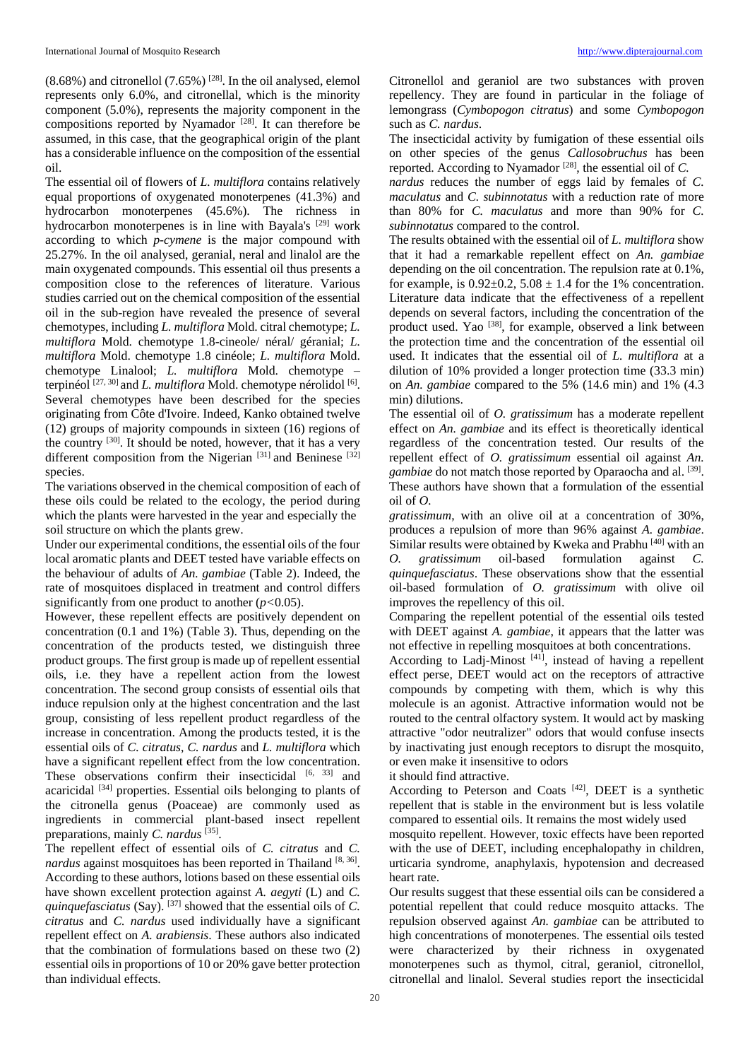(8.68%) and citronellol (7.65%) [28]. In the oil analysed, elemol represents only 6.0%, and citronellal, which is the minority component (5.0%), represents the majority component in the compositions reported by Nyamador [28]. It can therefore be assumed, in this case, that the geographical origin of the plant has a considerable influence on the composition of the essential oil.

The essential oil of flowers of *L. multiflora* contains relatively equal proportions of oxygenated monoterpenes (41.3%) and hydrocarbon monoterpenes (45.6%). The richness in hydrocarbon monoterpenes is in line with Bayala's [29] work according to which *p-cymene* is the major compound with 25.27%. In the oil analysed, geranial, neral and linalol are the main oxygenated compounds. This essential oil thus presents a composition close to the references of literature. Various studies carried out on the chemical composition of the essential oil in the sub-region have revealed the presence of several chemotypes, including *L. multiflora* Mold. citral chemotype; *L. multiflora* Mold. chemotype 1.8-cineole/ néral/ géranial; *L. multiflora* Mold. chemotype 1.8 cinéole; *L. multiflora* Mold. chemotype Linalool; *L. multiflora* Mold. chemotype – terpinéol [27, 30] and *L. multiflora* Mold. chemotype nérolidol [6]. Several chemotypes have been described for the species originating from Côte d'Ivoire. Indeed, Kanko obtained twelve (12) groups of majority compounds in sixteen (16) regions of the country [30]. It should be noted, however, that it has a very different composition from the Nigerian [31] and Beninese [32] species.

The variations observed in the chemical composition of each of these oils could be related to the ecology, the period during which the plants were harvested in the year and especially the soil structure on which the plants grew.

Under our experimental conditions, the essential oils of the four local aromatic plants and DEET tested have variable effects on the behaviour of adults of *An. gambiae* (Table 2). Indeed, the rate of mosquitoes displaced in treatment and control differs significantly from one product to another ($p<0.05$).

However, these repellent effects are positively dependent on concentration (0.1 and 1%) (Table 3). Thus, depending on the concentration of the products tested, we distinguish three product groups. The first group is made up of repellent essential oils, i.e. they have a repellent action from the lowest concentration. The second group consists of essential oils that induce repulsion only at the highest concentration and the last group, consisting of less repellent product regardless of the increase in concentration. Among the products tested, it is the essential oils of *C. citratus*, *C. nardus* and *L. multiflora* which have a significant repellent effect from the low concentration. These observations confirm their insecticidal [6, 33] and acaricidal [34] properties. Essential oils belonging to plants of the citronella genus (Poaceae) are commonly used as ingredients in commercial plant-based insect repellent preparations, mainly *C. nardus* [35].

The repellent effect of essential oils of *C. citratus* and *C. nardus* against mosquitoes has been reported in Thailand [8, 36]. According to these authors, lotions based on these essential oils have shown excellent protection against *A. aegyti* (L) and *C. quinquefasciatus* (Say). [37] showed that the essential oils of *C. citratus* and *C. nardus* used individually have a significant repellent effect on *A. arabiensis*. These authors also indicated that the combination of formulations based on these two (2) essential oils in proportions of 10 or 20% gave better protection than individual effects.

Citronellol and geraniol are two substances with proven repellency. They are found in particular in the foliage of lemongrass (*Cymbopogon citratus*) and some *Cymbopogon* such as *C. nardus*.

The insecticidal activity by fumigation of these essential oils on other species of the genus *Callosobruchus* has been reported. According to Nyamador [28], the essential oil of *C. nardus* reduces the number of eggs laid by females of *C. maculatus* and *C. subinnotatus* with a reduction rate of more than 80% for *C. maculatus* and more than 90% for *C. subinnotatus* compared to the control.

The results obtained with the essential oil of *L. multiflora* show that it had a remarkable repellent effect on *An. gambiae* depending on the oil concentration. The repulsion rate at 0.1%, for example, is $0.92\pm0.2$, $5.08 \pm 1.4$ for the 1% concentration. Literature data indicate that the effectiveness of a repellent depends on several factors, including the concentration of the product used. Yao [38], for example, observed a link between the protection time and the concentration of the essential oil used. It indicates that the essential oil of *L. multiflora* at a dilution of 10% provided a longer protection time (33.3 min) on *An. gambiae* compared to the 5% (14.6 min) and 1% (4.3 min) dilutions.

The essential oil of *O. gratissimum* has a moderate repellent effect on *An. gambiae* and its effect is theoretically identical regardless of the concentration tested. Our results of the repellent effect of *O. gratissimum* essential oil against *An. gambiae* do not match those reported by Oparaocha and al. [39]. These authors have shown that a formulation of the essential oil of *O. gratissimum*, with an olive oil at a concentration of 30%, produces a repulsion of more than 96% against *A. gambiae*. Similar results were obtained by Kweka and Prabhu [40] with an *O. gratissimum* oil-based formulation against *C. quinquefasciatus*. These observations show that the essential oil-based formulation of *O. gratissimum* with olive oil improves the repellency of this oil.

Comparing the repellent potential of the essential oils tested with DEET against *A. gambiae*, it appears that the latter was not effective in repelling mosquitoes at both concentrations.

According to Ladj-Minost [41], instead of having a repellent effect perse, DEET would act on the receptors of attractive compounds by competing with them, which is why this molecule is an agonist. Attractive information would not be routed to the central olfactory system. It would act by masking attractive "odor neutralizer" odors that would confuse insects by inactivating just enough receptors to disrupt the mosquito, or even make it insensitive to odors it should find attractive.

According to Peterson and Coats [42], DEET is a synthetic repellent that is stable in the environment but is less volatile compared to essential oils. It remains the most widely used mosquito repellent. However, toxic effects have been reported with the use of DEET, including encephalopathy in children, urticaria syndrome, anaphylaxis, hypotension and decreased heart rate.

Our results suggest that these essential oils can be considered a potential repellent that could reduce mosquito attacks. The repulsion observed against *An. gambiae* can be attributed to high concentrations of monoterpenes. The essential oils tested were characterized by their richness in oxygenated monoterpenes such as thymol, citral, geraniol, citronellol, citronellal and linalol. Several studies report the insecticidal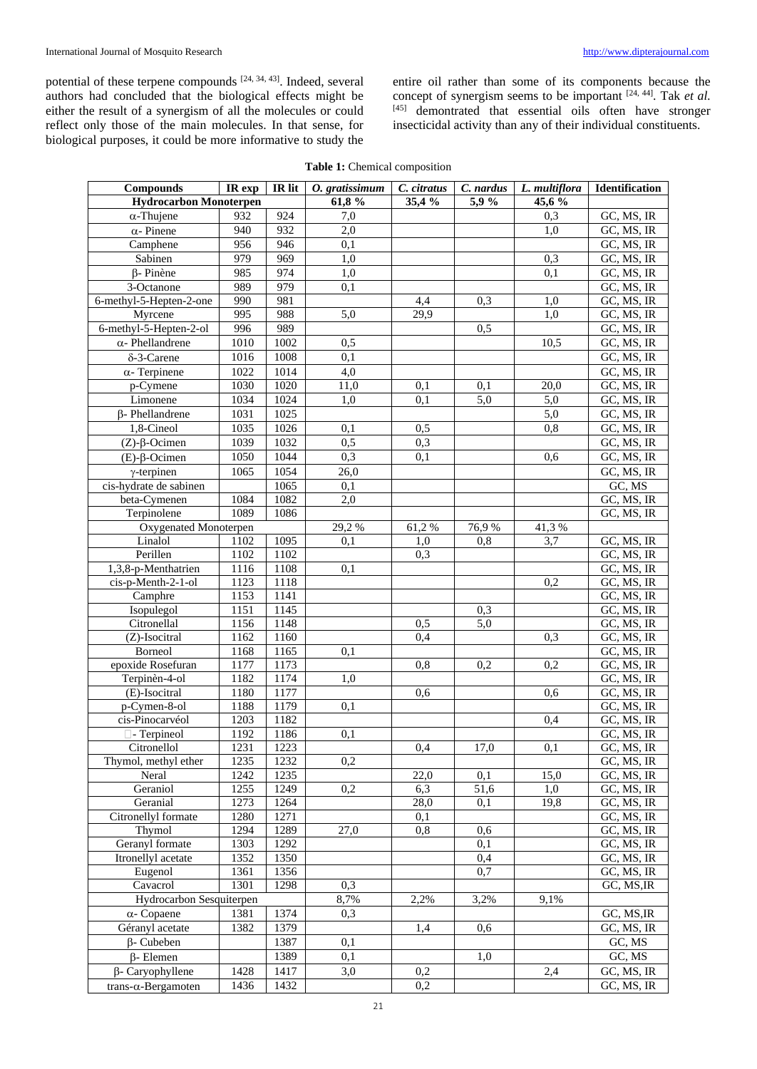potential of these terpene compounds [24, 34, 43]. Indeed, several authors had concluded that the biological effects might be either the result of a synergism of all the molecules or could reflect only those of the main molecules. In that sense, for biological purposes, it could be more informative to study the entire oil rather than some of its components because the concept of synergism seems to be important [24, 44]. Tak *et al.* [45] demontrated that essential oils often have stronger insecticidal activity than any of their individual constituents.

**Table 1:** Chemical composition

| Compounds | IR exp | IR lit | *O. gratissimum* | *C. citratus* | *C. nardus* | *L. multiflora* | Identification |
|---|---|---|---|---|---|---|---|
| **Hydrocarbon Monoterpen** | | | **61,8 %** | **35,4 %** | **5,9 %** | **45,6 %** | |
| α-Thujene | 932 | 924 | 7,0 | | | 0,3 | GC, MS, IR |
| α- Pinene | 940 | 932 | 2,0 | | | 1,0 | GC, MS, IR |
| Camphene | 956 | 946 | 0,1 | | | | GC, MS, IR |
| Sabinen | 979 | 969 | 1,0 | | | 0,3 | GC, MS, IR |
| β- Pinène | 985 | 974 | 1,0 | | | 0,1 | GC, MS, IR |
| 3-Octanone | 989 | 979 | 0,1 | | | | GC, MS, IR |
| 6-methyl-5-Hepten-2-one | 990 | 981 | | 4,4 | 0,3 | 1,0 | GC, MS, IR |
| Myrcene | 995 | 988 | 5,0 | 29,9 | | 1,0 | GC, MS, IR |
| 6-methyl-5-Hepten-2-ol | 996 | 989 | | | 0,5 | | GC, MS, IR |
| α- Phellandrene | 1010 | 1002 | 0,5 | | | 10,5 | GC, MS, IR |
| δ-3-Carene | 1016 | 1008 | 0,1 | | | | GC, MS, IR |
| α- Terpinene | 1022 | 1014 | 4,0 | | | | GC, MS, IR |
| p-Cymene | 1030 | 1020 | 11,0 | 0,1 | 0,1 | 20,0 | GC, MS, IR |
| Limonene | 1034 | 1024 | 1,0 | 0,1 | 5,0 | 5,0 | GC, MS, IR |
| β- Phellandrene | 1031 | 1025 | | | | 5,0 | GC, MS, IR |
| 1,8-Cineol | 1035 | 1026 | 0,1 | 0,5 | | 0,8 | GC, MS, IR |
| (Z)-β-Ocimen | 1039 | 1032 | 0,5 | 0,3 | | | GC, MS, IR |
| (E)-β-Ocimen | 1050 | 1044 | 0,3 | 0,1 | | 0,6 | GC, MS, IR |
| γ-terpinen | 1065 | 1054 | 26,0 | | | | GC, MS, IR |
| cis-hydrate de sabinen | | 1065 | 0,1 | | | | GC, MS |
| beta-Cymenen | 1084 | 1082 | 2,0 | | | | GC, MS, IR |
| Terpinolene | 1089 | 1086 | | | | | GC, MS, IR |
| Oxygenated Monoterpen | | | 29,2 % | 61,2 % | 76,9 % | 41,3 % | |
| Linalol | 1102 | 1095 | 0,1 | 1,0 | 0,8 | 3,7 | GC, MS, IR |
| Perillen | 1102 | 1102 | | 0,3 | | | GC, MS, IR |
| 1,3,8-p-Menthatrien | 1116 | 1108 | 0,1 | | | | GC, MS, IR |
| cis-p-Menth-2-1-ol | 1123 | 1118 | | | | 0,2 | GC, MS, IR |
| Camphre | 1153 | 1141 | | | | | GC, MS, IR |
| Isopulegol | 1151 | 1145 | | | 0,3 | | GC, MS, IR |
| Citronellal | 1156 | 1148 | | 0,5 | 5,0 | | GC, MS, IR |
| (Z)-Isocitral | 1162 | 1160 | | 0,4 | | 0,3 | GC, MS, IR |
| Borneol | 1168 | 1165 | 0,1 | | | | GC, MS, IR |
| epoxide Rosefuran | 1177 | 1173 | | 0,8 | 0,2 | 0,2 | GC, MS, IR |
| Terpinèn-4-ol | 1182 | 1174 | 1,0 | | | | GC, MS, IR |
| (E)-Isocitral | 1180 | 1177 | | 0,6 | | 0,6 | GC, MS, IR |
| p-Cymen-8-ol | 1188 | 1179 | 0,1 | | | | GC, MS, IR |
| cis-Pinocarvéol | 1203 | 1182 | | | | 0,4 | GC, MS, IR |
| - Terpineol | 1192 | 1186 | 0,1 | | | | GC, MS, IR |
| Citronellol | 1231 | 1223 | | 0,4 | 17,0 | 0,1 | GC, MS, IR |
| Thymol, methyl ether | 1235 | 1232 | 0,2 | | | | GC, MS, IR |
| Neral | 1242 | 1235 | | 22,0 | 0,1 | 15,0 | GC, MS, IR |
| Geraniol | 1255 | 1249 | 0,2 | 6,3 | 51,6 | 1,0 | GC, MS, IR |
| Geranial | 1273 | 1264 | | 28,0 | 0,1 | 19,8 | GC, MS, IR |
| Citronellyl formate | 1280 | 1271 | | 0,1 | | | GC, MS, IR |
| Thymol | 1294 | 1289 | 27,0 | 0,8 | 0,6 | | GC, MS, IR |
| Geranyl formate | 1303 | 1292 | | | 0,1 | | GC, MS, IR |
| Itronellyl acetate | 1352 | 1350 | | | 0,4 | | GC, MS, IR |
| Eugenol | 1361 | 1356 | | | 0,7 | | GC, MS, IR |
| Cavacrol | 1301 | 1298 | 0,3 | | | | GC, MS,IR |
| Hydrocarbon Sesquiterpen | | | 8,7% | 2,2% | 3,2% | 9,1% | |
| α- Copaene | 1381 | 1374 | 0,3 | | | | GC, MS,IR |
| Géranyl acetate | 1382 | 1379 | | 1,4 | 0,6 | | GC, MS, IR |
| β- Cubeben | | 1387 | 0,1 | | | | GC, MS |
| β- Elemen | | 1389 | 0,1 | | 1,0 | | GC, MS |
| β- Caryophyllene | 1428 | 1417 | 3,0 | 0,2 | | 2,4 | GC, MS, IR |
| trans-α-Bergamoten | 1436 | 1432 | | 0,2 | | | GC, MS, IR |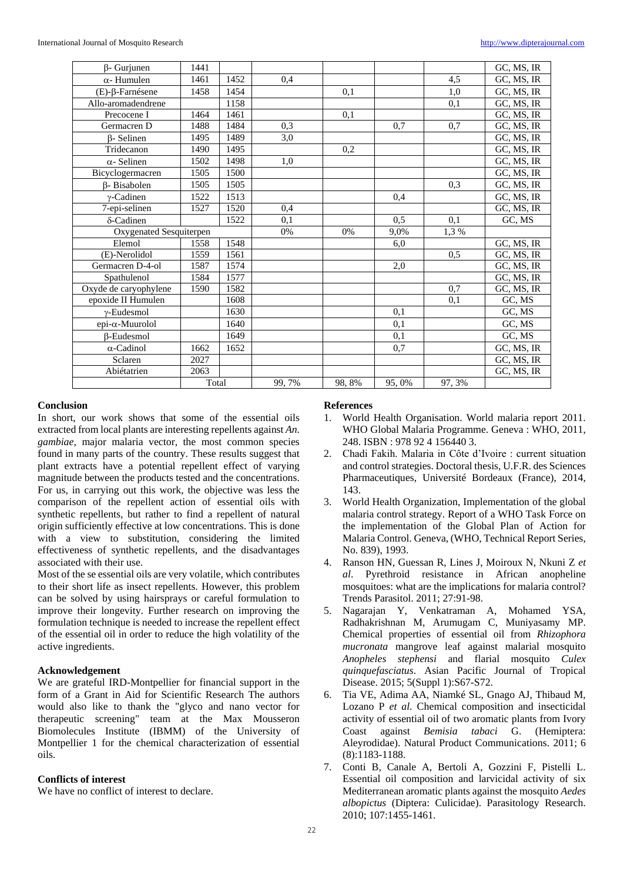| | | | | | | | |
|---|---|---|---|---|---|---|---|
| β- Gurjunen | 1441 | | | | | | GC, MS, IR |
| α- Humulen | 1461 | 1452 | 0,4 | | | 4,5 | GC, MS, IR |
| (E)-β-Farnésene | 1458 | 1454 | | 0,1 | | 1,0 | GC, MS, IR |
| Allo-aromadendrene | | 1158 | | | | 0,1 | GC, MS, IR |
| Precocene I | 1464 | 1461 | | 0,1 | | | GC, MS, IR |
| Germacren D | 1488 | 1484 | 0,3 | | 0,7 | 0,7 | GC, MS, IR |
| β- Selinen | 1495 | 1489 | 3,0 | | | | GC, MS, IR |
| Tridecanon | 1490 | 1495 | | 0,2 | | | GC, MS, IR |
| α- Selinen | 1502 | 1498 | 1,0 | | | | GC, MS, IR |
| Bicyclogermacren | 1505 | 1500 | | | | | GC, MS, IR |
| β- Bisabolen | 1505 | 1505 | | | | 0,3 | GC, MS, IR |
| γ-Cadinen | 1522 | 1513 | | | 0,4 | | GC, MS, IR |
| 7-epi-selinen | 1527 | 1520 | 0,4 | | | | GC, MS, IR |
| δ-Cadinen | | 1522 | 0,1 | | 0,5 | 0,1 | GC, MS |
| Oxygenated Sesquiterpen | | | 0% | 0% | 9,0% | 1,3 % | |
| Elemol | 1558 | 1548 | | | 6,0 | | GC, MS, IR |
| (E)-Nerolidol | 1559 | 1561 | | | | 0,5 | GC, MS, IR |
| Germacren D-4-ol | 1587 | 1574 | | | 2,0 | | GC, MS, IR |
| Spathulenol | 1584 | 1577 | | | | | GC, MS, IR |
| Oxyde de caryophylene | 1590 | 1582 | | | | 0,7 | GC, MS, IR |
| epoxide II Humulen | | 1608 | | | | 0,1 | GC, MS |
| γ-Eudesmol | | 1630 | | | 0,1 | | GC, MS |
| epi-α-Muurolol | | 1640 | | | 0,1 | | GC, MS |
| β-Eudesmol | | 1649 | | | 0,1 | | GC, MS |
| α-Cadinol | 1662 | 1652 | | | 0,7 | | GC, MS, IR |
| Sclaren | 2027 | | | | | | GC, MS, IR |
| Abiétatrien | 2063 | | | | | | GC, MS, IR |
| | Total | | 99, 7% | 98, 8% | 95, 0% | 97, 3% | |

## Conclusion

In short, our work shows that some of the essential oils extracted from local plants are interesting repellents against *An. gambiae*, major malaria vector, the most common species found in many parts of the country. These results suggest that plant extracts have a potential repellent effect of varying magnitude between the products tested and the concentrations. For us, in carrying out this work, the objective was less the comparison of the repellent action of essential oils with synthetic repellents, but rather to find a repellent of natural origin sufficiently effective at low concentrations. This is done with a view to substitution, considering the limited effectiveness of synthetic repellents, and the disadvantages associated with their use.

Most of the se essential oils are very volatile, which contributes to their short life as insect repellents. However, this problem can be solved by using hairsprays or careful formulation to improve their longevity. Further research on improving the formulation technique is needed to increase the repellent effect of the essential oil in order to reduce the high volatility of the active ingredients.

## Acknowledgement

We are grateful IRD-Montpellier for financial support in the form of a Grant in Aid for Scientific Research The authors would also like to thank the "glyco and nano vector for therapeutic screening" team at the Max Mousseron Biomolecules Institute (IBMM) of the University of Montpellier 1 for the chemical characterization of essential oils.

## Conflicts of interest

We have no conflict of interest to declare.

## References

1. World Health Organisation. World malaria report 2011. WHO Global Malaria Programme. Geneva : WHO, 2011, 248. ISBN : 978 92 4 156440 3.
2. Chadi Fakih. Malaria in Côte d'Ivoire : current situation and control strategies. Doctoral thesis, U.F.R. des Sciences Pharmaceutiques, Université Bordeaux (France), 2014, 143.
3. World Health Organization, Implementation of the global malaria control strategy. Report of a WHO Task Force on the implementation of the Global Plan of Action for Malaria Control. Geneva, (WHO, Technical Report Series, No. 839), 1993.
4. Ranson HN, Guessan R, Lines J, Moiroux N, Nkuni Z *et al*. Pyrethroid resistance in African anopheline mosquitoes: what are the implications for malaria control? Trends Parasitol. 2011; 27:91-98.
5. Nagarajan Y, Venkatraman A, Mohamed YSA, Radhakrishnan M, Arumugam C, Muniyasamy MP. Chemical properties of essential oil from *Rhizophora mucronata* mangrove leaf against malarial mosquito *Anopheles stephensi* and flarial mosquito *Culex quinquefasciatus*. Asian Pacific Journal of Tropical Disease. 2015; 5(Suppl 1):S67-S72.
6. Tia VE, Adima AA, Niamké SL, Gnago AJ, Thibaud M, Lozano P *et al*. Chemical composition and insecticidal activity of essential oil of two aromatic plants from Ivory Coast against *Bemisia tabaci* G. (Hemiptera: Aleyrodidae). Natural Product Communications. 2011; 6 (8):1183-1188.
7. Conti B, Canale A, Bertoli A, Gozzini F, Pistelli L. Essential oil composition and larvicidal activity of six Mediterranean aromatic plants against the mosquito *Aedes albopictus* (Diptera: Culicidae). Parasitology Research. 2010; 107:1455-1461.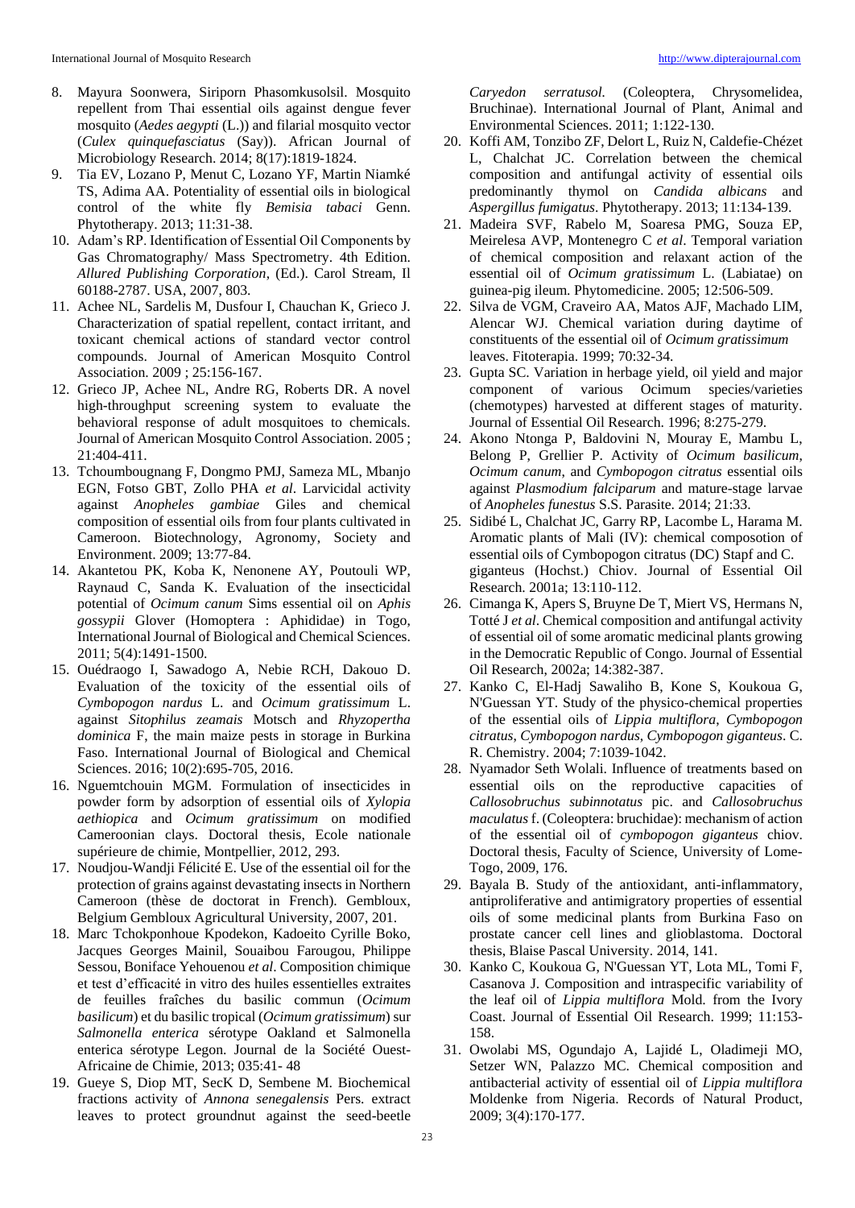8. Mayura Soonwera, Siriporn Phasomkusolsil. Mosquito repellent from Thai essential oils against dengue fever mosquito (*Aedes aegypti* (L.)) and filarial mosquito vector (*Culex quinquefasciatus* (Say)). African Journal of Microbiology Research. 2014; 8(17):1819-1824.
9. Tia EV, Lozano P, Menut C, Lozano YF, Martin Niamké TS, Adima AA. Potentiality of essential oils in biological control of the white fly *Bemisia tabaci* Genn. Phytotherapy. 2013; 11:31-38.
10. Adam's RP. Identification of Essential Oil Components by Gas Chromatography/ Mass Spectrometry. 4th Edition. *Allured Publishing Corporation*, (Ed.). Carol Stream, Il 60188-2787. USA, 2007, 803.
11. Achee NL, Sardelis M, Dusfour I, Chauchan K, Grieco J. Characterization of spatial repellent, contact irritant, and toxicant chemical actions of standard vector control compounds. Journal of American Mosquito Control Association. 2009 ; 25:156-167.
12. Grieco JP, Achee NL, Andre RG, Roberts DR. A novel high-throughput screening system to evaluate the behavioral response of adult mosquitoes to chemicals. Journal of American Mosquito Control Association. 2005 ; 21:404-411.
13. Tchoumbougnang F, Dongmo PMJ, Sameza ML, Mbanjo EGN, Fotso GBT, Zollo PHA *et al*. Larvicidal activity against *Anopheles gambiae* Giles and chemical composition of essential oils from four plants cultivated in Cameroon. Biotechnology, Agronomy, Society and Environment. 2009; 13:77-84.
14. Akantetou PK, Koba K, Nenonene AY, Poutouli WP, Raynaud C, Sanda K. Evaluation of the insecticidal potential of *Ocimum canum* Sims essential oil on *Aphis gossypii* Glover (Homoptera : Aphididae) in Togo, International Journal of Biological and Chemical Sciences. 2011; 5(4):1491-1500.
15. Ouédraogo I, Sawadogo A, Nebie RCH, Dakouo D. Evaluation of the toxicity of the essential oils of *Cymbopogon nardus* L. and *Ocimum gratissimum* L. against *Sitophilus zeamais* Motsch and *Rhyzopertha dominica* F, the main maize pests in storage in Burkina Faso. International Journal of Biological and Chemical Sciences. 2016; 10(2):695-705, 2016.
16. Nguemtchouin MGM. Formulation of insecticides in powder form by adsorption of essential oils of *Xylopia aethiopica* and *Ocimum gratissimum* on modified Cameroonian clays. Doctoral thesis, Ecole nationale supérieure de chimie, Montpellier, 2012, 293.
17. Noudjou-Wandji Félicité E. Use of the essential oil for the protection of grains against devastating insects in Northern Cameroon (thèse de doctorat in French). Gembloux, Belgium Gembloux Agricultural University, 2007, 201.
18. Marc Tchokponhoue Kpodekon, Kadoeito Cyrille Boko, Jacques Georges Mainil, Souaibou Farougou, Philippe Sessou, Boniface Yehouenou *et al*. Composition chimique et test d'efficacité in vitro des huiles essentielles extraites de feuilles fraîches du basilic commun (*Ocimum basilicum*) et du basilic tropical (*Ocimum gratissimum*) sur *Salmonella enterica* sérotype Oakland et Salmonella enterica sérotype Legon. Journal de la Société Ouest-Africaine de Chimie, 2013; 035:41- 48
19. Gueye S, Diop MT, SecK D, Sembene M. Biochemical fractions activity of *Annona senegalensis* Pers. extract leaves to protect groundnut against the seed-beetle *Caryedon serratusol.* (Coleoptera, Chrysomelidea, Bruchinae). International Journal of Plant, Animal and Environmental Sciences. 2011; 1:122-130.
20. Koffi AM, Tonzibo ZF, Delort L, Ruiz N, Caldefie-Chézet L, Chalchat JC. Correlation between the chemical composition and antifungal activity of essential oils predominantly thymol on *Candida albicans* and *Aspergillus fumigatus*. Phytotherapy. 2013; 11:134-139.
21. Madeira SVF, Rabelo M, Soaresa PMG, Souza EP, Meirelesa AVP, Montenegro C *et al*. Temporal variation of chemical composition and relaxant action of the essential oil of *Ocimum gratissimum* L. (Labiatae) on guinea-pig ileum. Phytomedicine. 2005; 12:506-509.
22. Silva de VGM, Craveiro AA, Matos AJF, Machado LIM, Alencar WJ. Chemical variation during daytime of constituents of the essential oil of *Ocimum gratissimum* leaves. Fitoterapia. 1999; 70:32-34.
23. Gupta SC. Variation in herbage yield, oil yield and major component of various Ocimum species/varieties (chemotypes) harvested at different stages of maturity. Journal of Essential Oil Research. 1996; 8:275-279.
24. Akono Ntonga P, Baldovini N, Mouray E, Mambu L, Belong P, Grellier P. Activity of *Ocimum basilicum*, *Ocimum canum*, and *Cymbopogon citratus* essential oils against *Plasmodium falciparum* and mature-stage larvae of *Anopheles funestus* S.S. Parasite. 2014; 21:33.
25. Sidibé L, Chalchat JC, Garry RP, Lacombe L, Harama M. Aromatic plants of Mali (IV): chemical composotion of essential oils of Cymbopogon citratus (DC) Stapf and C. giganteus (Hochst.) Chiov. Journal of Essential Oil Research. 2001a; 13:110-112.
26. Cimanga K, Apers S, Bruyne De T, Miert VS, Hermans N, Totté J *et al*. Chemical composition and antifungal activity of essential oil of some aromatic medicinal plants growing in the Democratic Republic of Congo. Journal of Essential Oil Research, 2002a; 14:382-387.
27. Kanko C, El-Hadj Sawaliho B, Kone S, Koukoua G, N'Guessan YT. Study of the physico-chemical properties of the essential oils of *Lippia multiflora*, *Cymbopogon citratus*, *Cymbopogon nardus*, *Cymbopogon giganteus*. C. R. Chemistry. 2004; 7:1039-1042.
28. Nyamador Seth Wolali. Influence of treatments based on essential oils on the reproductive capacities of *Callosobruchus subinnotatus* pic. and *Callosobruchus maculatus* f. (Coleoptera: bruchidae): mechanism of action of the essential oil of *cymbopogon giganteus* chiov. Doctoral thesis, Faculty of Science, University of Lome-Togo, 2009, 176.
29. Bayala B. Study of the antioxidant, anti-inflammatory, antiproliferative and antimigratory properties of essential oils of some medicinal plants from Burkina Faso on prostate cancer cell lines and glioblastoma. Doctoral thesis, Blaise Pascal University. 2014, 141.
30. Kanko C, Koukoua G, N'Guessan YT, Lota ML, Tomi F, Casanova J. Composition and intraspecific variability of the leaf oil of *Lippia multiflora* Mold. from the Ivory Coast. Journal of Essential Oil Research. 1999; 11:153-158.
31. Owolabi MS, Ogundajo A, Lajidé L, Oladimeji MO, Setzer WN, Palazzo MC. Chemical composition and antibacterial activity of essential oil of *Lippia multiflora* Moldenke from Nigeria. Records of Natural Product, 2009; 3(4):170-177.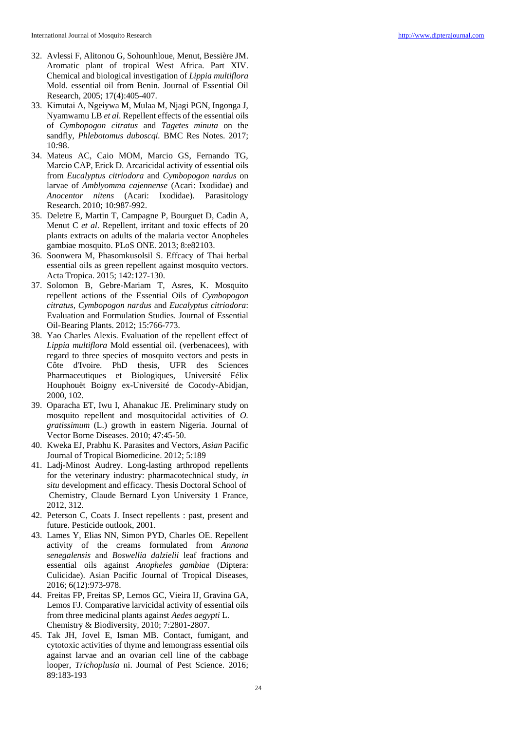32. Avlessi F, Alitonou G, Sohounhloue, Menut, Bessière JM. Aromatic plant of tropical West Africa. Part XIV. Chemical and biological investigation of *Lippia multiflora* Mold. essential oil from Benin. Journal of Essential Oil Research, 2005; 17(4):405-407.
33. Kimutai A, Ngeiywa M, Mulaa M, Njagi PGN, Ingonga J, Nyamwamu LB *et al*. Repellent effects of the essential oils of *Cymbopogon citratus* and *Tagetes minuta* on the sandfly, *Phlebotomus duboscqi.* BMC Res Notes. 2017; 10:98.
34. Mateus AC, Caio MOM, Marcio GS, Fernando TG, Marcio CAP, Erick D. Arcaricidal activity of essential oils from *Eucalyptus citriodora* and *Cymbopogon nardus* on larvae of *Amblyomma cajennense* (Acari: Ixodidae) and *Anocentor nitens* (Acari: Ixodidae). Parasitology Research. 2010; 10:987-992.
35. Deletre E, Martin T, Campagne P, Bourguet D, Cadin A, Menut C *et al*. Repellent, irritant and toxic effects of 20 plants extracts on adults of the malaria vector Anopheles gambiae mosquito. PLoS ONE. 2013; 8:e82103.
36. Soonwera M, Phasomkusolsil S. Effcacy of Thai herbal essential oils as green repellent against mosquito vectors. Acta Tropica. 2015; 142:127-130.
37. Solomon B, Gebre-Mariam T, Asres, K. Mosquito repellent actions of the Essential Oils of *Cymbopogon citratus*, *Cymbopogon nardus* and *Eucalyptus citriodora*: Evaluation and Formulation Studies. Journal of Essential Oil-Bearing Plants. 2012; 15:766-773.
38. Yao Charles Alexis. Evaluation of the repellent effect of *Lippia multiflora* Mold essential oil. (verbenacees), with regard to three species of mosquito vectors and pests in Côte d'Ivoire. PhD thesis, UFR des Sciences Pharmaceutiques et Biologiques, Université Félix Houphouët Boigny ex-Université de Cocody-Abidjan, 2000, 102.
39. Oparacha ET, Iwu I, Ahanakuc JE. Preliminary study on mosquito repellent and mosquitocidal activities of *O. gratissimum* (L.) growth in eastern Nigeria. Journal of Vector Borne Diseases. 2010; 47:45-50.
40. Kweka EJ, Prabhu K. Parasites and Vectors, *Asian* Pacific Journal of Tropical Biomedicine. 2012; 5:189
41. Ladj-Minost Audrey. Long-lasting arthropod repellents for the veterinary industry: pharmacotechnical study, *in situ* development and efficacy. Thesis Doctoral School of Chemistry, Claude Bernard Lyon University 1 France, 2012, 312.
42. Peterson C, Coats J. Insect repellents : past, present and future. Pesticide outlook, 2001.
43. Lames Y, Elias NN, Simon PYD, Charles OE. Repellent activity of the creams formulated from *Annona senegalensis* and *Boswellia dalzielii* leaf fractions and essential oils against *Anopheles gambiae* (Diptera: Culicidae). Asian Pacific Journal of Tropical Diseases, 2016; 6(12):973-978.
44. Freitas FP, Freitas SP, Lemos GC, Vieira IJ, Gravina GA, Lemos FJ. Comparative larvicidal activity of essential oils from three medicinal plants against *Aedes aegypti* L. Chemistry & Biodiversity, 2010; 7:2801-2807.
45. Tak JH, Jovel E, Isman MB. Contact, fumigant, and cytotoxic activities of thyme and lemongrass essential oils against larvae and an ovarian cell line of the cabbage looper, *Trichoplusia* ni. Journal of Pest Science. 2016; 89:183-193